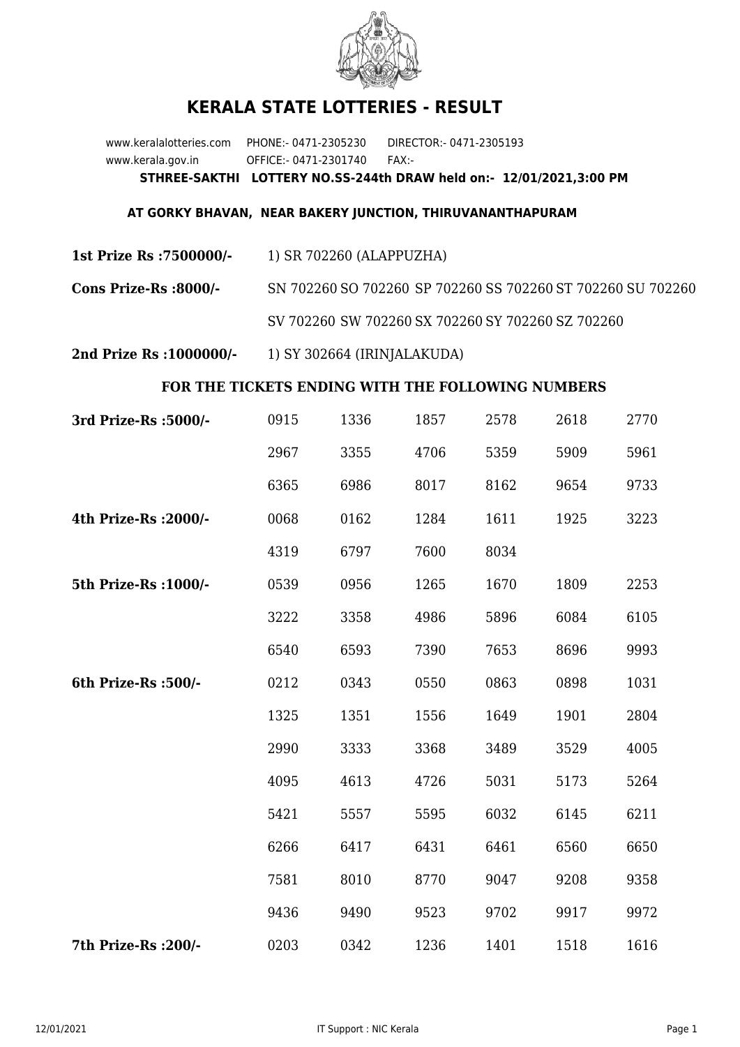# KERALA STATE LOTTERIES - RESULT

www.keralalotteries.com PHONE:- 0471-2305230 DIRECTOR:- 0471-2305193
www.kerala.gov.in OFFICE:- 0471-2301740 FAX:-

**STHREE-SAKTHI LOTTERY NO.SS-244th DRAW held on:- 12/01/2021,3:00 PM**

**AT GORKY BHAVAN, NEAR BAKERY JUNCTION, THIRUVANANTHAPURAM**

**1st Prize Rs :7500000/-** 1) SR 702260 (ALAPPUZHA)

**Cons Prize-Rs :8000/-** SN 702260 SO 702260 SP 702260 SS 702260 ST 702260 SU 702260
SV 702260 SW 702260 SX 702260 SY 702260 SZ 702260

**2nd Prize Rs :1000000/-** 1) SY 302664 (IRINJALAKUDA)

**FOR THE TICKETS ENDING WITH THE FOLLOWING NUMBERS**

| | | | | | | |
|---|---|---|---|---|---|---|
| **3rd Prize-Rs :5000/-** | 0915 | 1336 | 1857 | 2578 | 2618 | 2770 |
| | 2967 | 3355 | 4706 | 5359 | 5909 | 5961 |
| | 6365 | 6986 | 8017 | 8162 | 9654 | 9733 |
| **4th Prize-Rs :2000/-** | 0068 | 0162 | 1284 | 1611 | 1925 | 3223 |
| | 4319 | 6797 | 7600 | 8034 | | |
| **5th Prize-Rs :1000/-** | 0539 | 0956 | 1265 | 1670 | 1809 | 2253 |
| | 3222 | 3358 | 4986 | 5896 | 6084 | 6105 |
| | 6540 | 6593 | 7390 | 7653 | 8696 | 9993 |
| **6th Prize-Rs :500/-** | 0212 | 0343 | 0550 | 0863 | 0898 | 1031 |
| | 1325 | 1351 | 1556 | 1649 | 1901 | 2804 |
| | 2990 | 3333 | 3368 | 3489 | 3529 | 4005 |
| | 4095 | 4613 | 4726 | 5031 | 5173 | 5264 |
| | 5421 | 5557 | 5595 | 6032 | 6145 | 6211 |
| | 6266 | 6417 | 6431 | 6461 | 6560 | 6650 |
| | 7581 | 8010 | 8770 | 9047 | 9208 | 9358 |
| | 9436 | 9490 | 9523 | 9702 | 9917 | 9972 |
| **7th Prize-Rs :200/-** | 0203 | 0342 | 1236 | 1401 | 1518 | 1616 |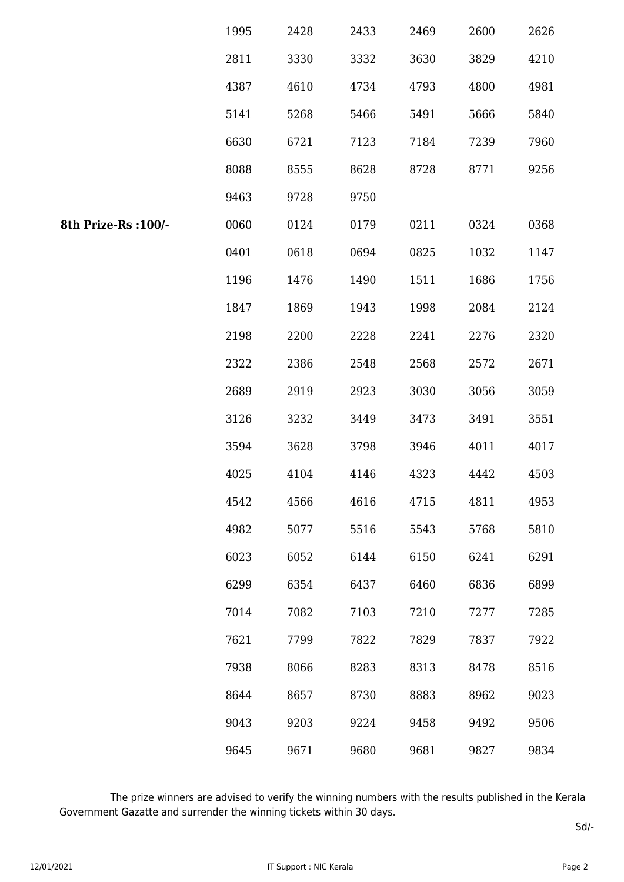| | | | | | | |
|---|---|---|---|---|---|---|
| | 1995 | 2428 | 2433 | 2469 | 2600 | 2626 |
| | 2811 | 3330 | 3332 | 3630 | 3829 | 4210 |
| | 4387 | 4610 | 4734 | 4793 | 4800 | 4981 |
| | 5141 | 5268 | 5466 | 5491 | 5666 | 5840 |
| | 6630 | 6721 | 7123 | 7184 | 7239 | 7960 |
| | 8088 | 8555 | 8628 | 8728 | 8771 | 9256 |
| | 9463 | 9728 | 9750 | | | |
| **8th Prize-Rs :100/-** | 0060 | 0124 | 0179 | 0211 | 0324 | 0368 |
| | 0401 | 0618 | 0694 | 0825 | 1032 | 1147 |
| | 1196 | 1476 | 1490 | 1511 | 1686 | 1756 |
| | 1847 | 1869 | 1943 | 1998 | 2084 | 2124 |
| | 2198 | 2200 | 2228 | 2241 | 2276 | 2320 |
| | 2322 | 2386 | 2548 | 2568 | 2572 | 2671 |
| | 2689 | 2919 | 2923 | 3030 | 3056 | 3059 |
| | 3126 | 3232 | 3449 | 3473 | 3491 | 3551 |
| | 3594 | 3628 | 3798 | 3946 | 4011 | 4017 |
| | 4025 | 4104 | 4146 | 4323 | 4442 | 4503 |
| | 4542 | 4566 | 4616 | 4715 | 4811 | 4953 |
| | 4982 | 5077 | 5516 | 5543 | 5768 | 5810 |
| | 6023 | 6052 | 6144 | 6150 | 6241 | 6291 |
| | 6299 | 6354 | 6437 | 6460 | 6836 | 6899 |
| | 7014 | 7082 | 7103 | 7210 | 7277 | 7285 |
| | 7621 | 7799 | 7822 | 7829 | 7837 | 7922 |
| | 7938 | 8066 | 8283 | 8313 | 8478 | 8516 |
| | 8644 | 8657 | 8730 | 8883 | 8962 | 9023 |
| | 9043 | 9203 | 9224 | 9458 | 9492 | 9506 |
| | 9645 | 9671 | 9680 | 9681 | 9827 | 9834 |

The prize winners are advised to verify the winning numbers with the results published in the Kerala Government Gazatte and surrender the winning tickets within 30 days.

Sd/-

12/01/2021 IT Support : NIC Kerala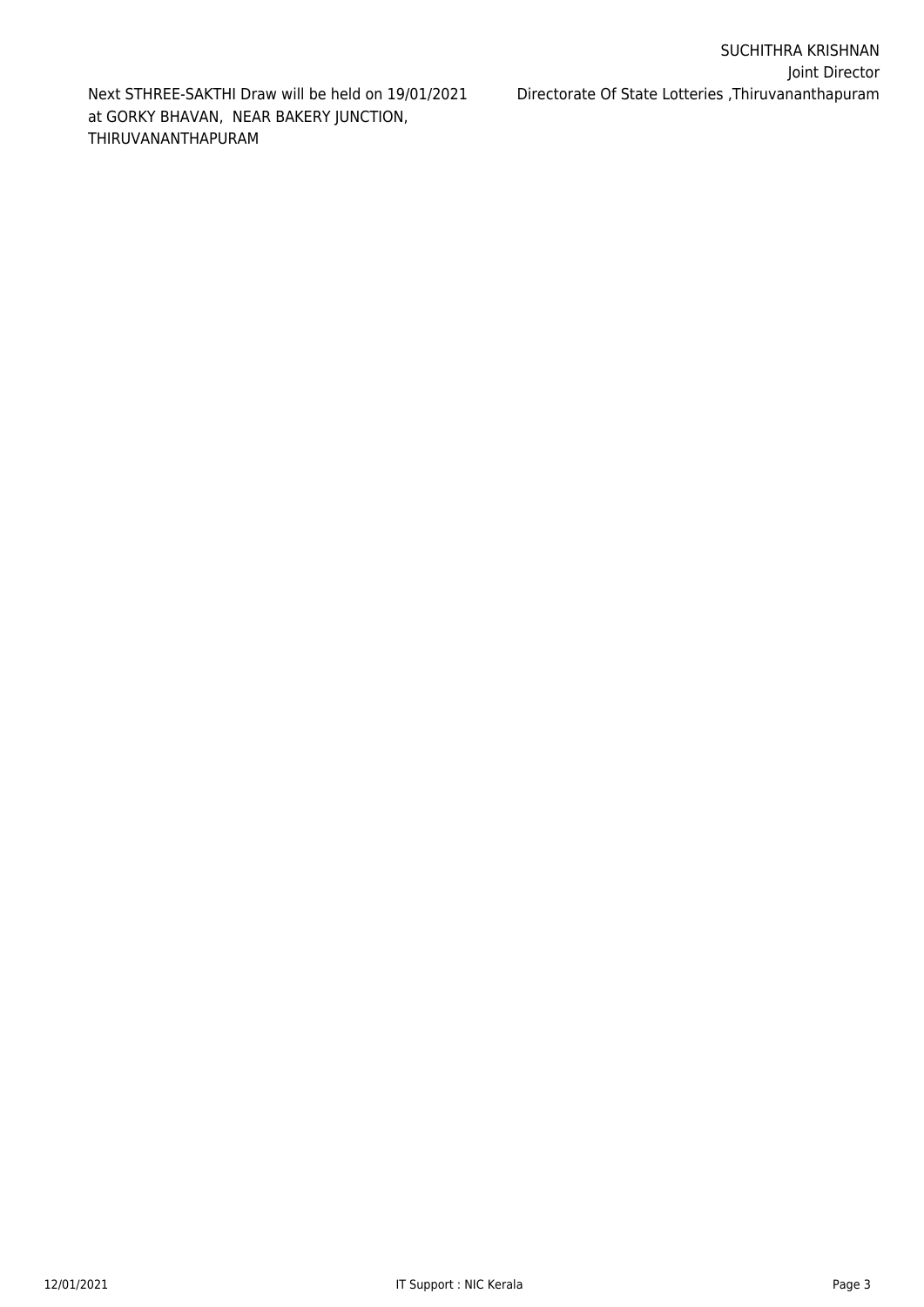SUCHITHRA KRISHNAN
Joint Director
Directorate Of State Lotteries ,Thiruvananthapuram

Next STHREE-SAKTHI Draw will be held on 19/01/2021 at GORKY BHAVAN, NEAR BAKERY JUNCTION, THIRUVANANTHAPURAM